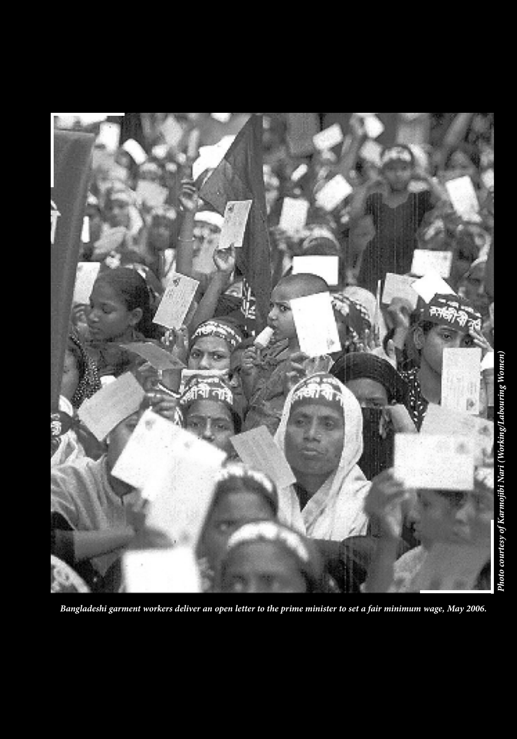*Bangladeshi garment workers deliver an open letter to the prime minister to set a fair minimum wage, May 2006.*

*Photo courtesy of Karmojibi Nari (Working/Labouring Women)*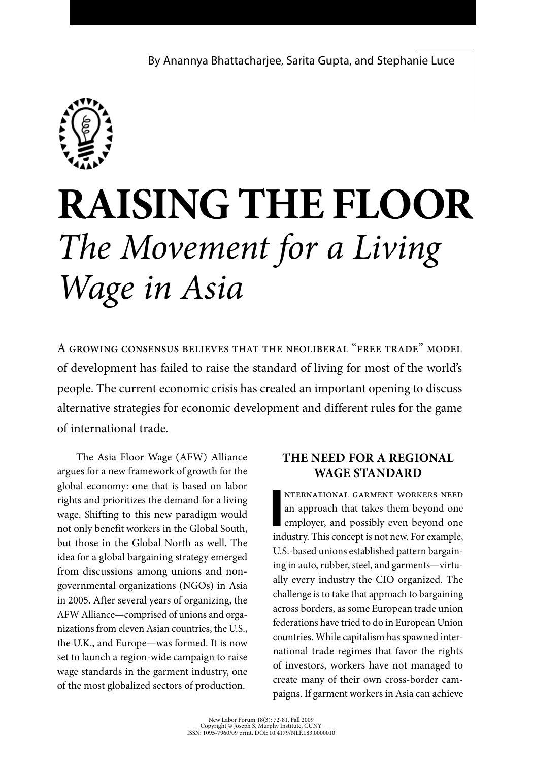By Anannya Bhattacharjee, Sarita Gupta, and Stephanie Luce

# RAISING THE FLOOR

## *The Movement for a Living Wage in Asia*

A growing consensus believes that the neoliberal "free trade" model of development has failed to raise the standard of living for most of the world's people. The current economic crisis has created an important opening to discuss alternative strategies for economic development and different rules for the game of international trade.

The Asia Floor Wage (AFW) Alliance argues for a new framework of growth for the global economy: one that is based on labor rights and prioritizes the demand for a living wage. Shifting to this new paradigm would not only benefit workers in the Global South, but those in the Global North as well. The idea for a global bargaining strategy emerged from discussions among unions and non-governmental organizations (NGOs) in Asia in 2005. After several years of organizing, the AFW Alliance—comprised of unions and organizations from eleven Asian countries, the U.S., the U.K., and Europe—was formed. It is now set to launch a region-wide campaign to raise wage standards in the garment industry, one of the most globalized sectors of production.

### THE NEED FOR A REGIONAL WAGE STANDARD

International garment workers need an approach that takes them beyond one employer, and possibly even beyond one industry. This concept is not new. For example, U.S.-based unions established pattern bargaining in auto, rubber, steel, and garments—virtually every industry the CIO organized. The challenge is to take that approach to bargaining across borders, as some European trade union federations have tried to do in European Union countries. While capitalism has spawned international trade regimes that favor the rights of investors, workers have not managed to create many of their own cross-border campaigns. If garment workers in Asia can achieve

New Labor Forum 18(3): 72-81, Fall 2009
Copyright © Joseph S. Murphy Institute, CUNY
ISSN: 1095-7960/09 print, DOI: 10.4179/NLF.183.0000010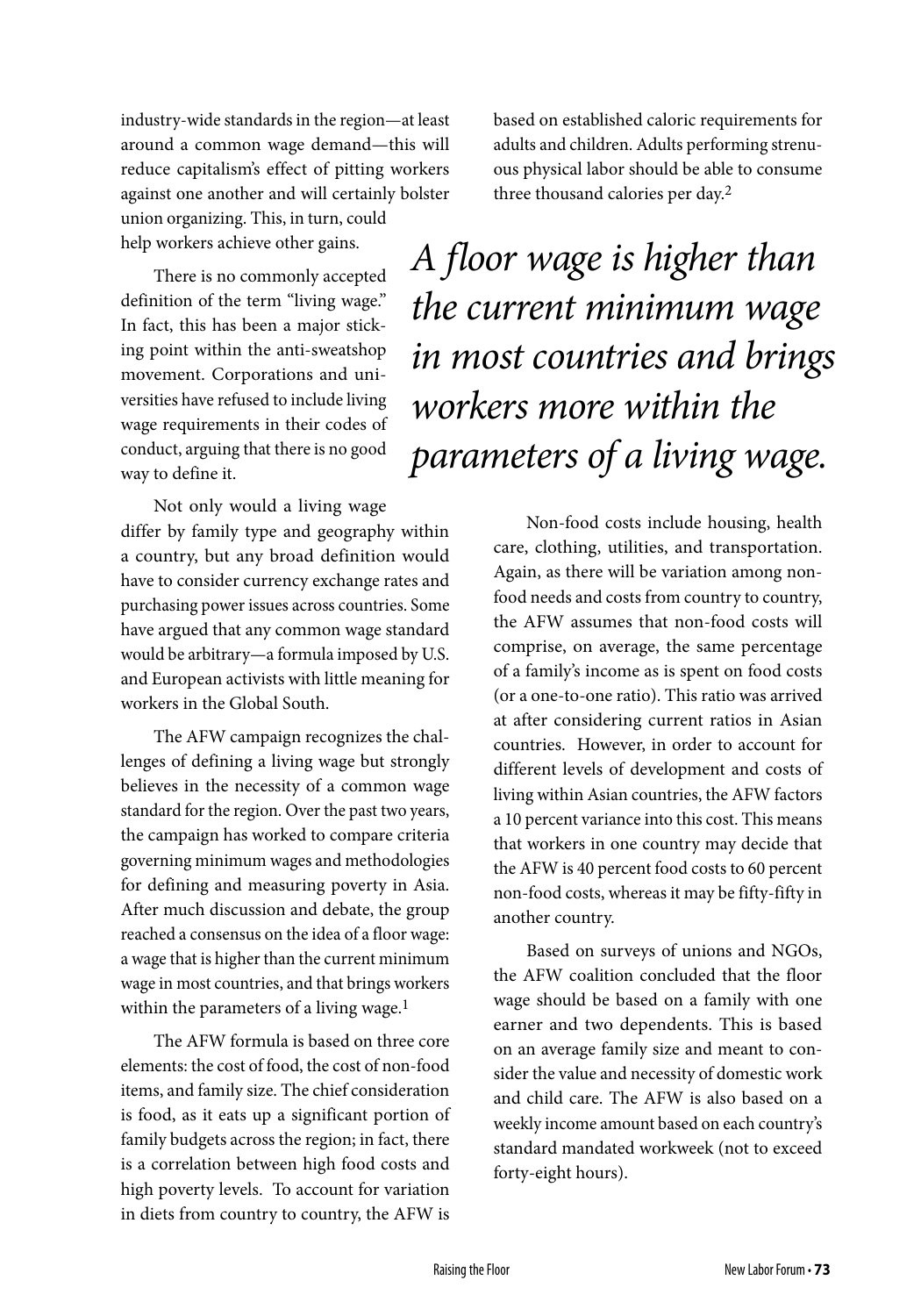industry-wide standards in the region—at least around a common wage demand—this will reduce capitalism's effect of pitting workers against one another and will certainly bolster union organizing. This, in turn, could help workers achieve other gains.

There is no commonly accepted definition of the term "living wage." In fact, this has been a major sticking point within the anti-sweatshop movement. Corporations and universities have refused to include living wage requirements in their codes of conduct, arguing that there is no good way to define it.

Not only would a living wage differ by family type and geography within a country, but any broad definition would have to consider currency exchange rates and purchasing power issues across countries. Some have argued that any common wage standard would be arbitrary—a formula imposed by U.S. and European activists with little meaning for workers in the Global South.

The AFW campaign recognizes the challenges of defining a living wage but strongly believes in the necessity of a common wage standard for the region. Over the past two years, the campaign has worked to compare criteria governing minimum wages and methodologies for defining and measuring poverty in Asia. After much discussion and debate, the group reached a consensus on the idea of a floor wage: a wage that is higher than the current minimum wage in most countries, and that brings workers within the parameters of a living wage.[1]

The AFW formula is based on three core elements: the cost of food, the cost of non-food items, and family size. The chief consideration is food, as it eats up a significant portion of family budgets across the region; in fact, there is a correlation between high food costs and high poverty levels. To account for variation in diets from country to country, the AFW is based on established caloric requirements for adults and children. Adults performing strenuous physical labor should be able to consume three thousand calories per day.[2]

*A floor wage is higher than the current minimum wage in most countries and brings workers more within the parameters of a living wage.*

Non-food costs include housing, health care, clothing, utilities, and transportation. Again, as there will be variation among non-food needs and costs from country to country, the AFW assumes that non-food costs will comprise, on average, the same percentage of a family's income as is spent on food costs (or a one-to-one ratio). This ratio was arrived at after considering current ratios in Asian countries. However, in order to account for different levels of development and costs of living within Asian countries, the AFW factors a 10 percent variance into this cost. This means that workers in one country may decide that the AFW is 40 percent food costs to 60 percent non-food costs, whereas it may be fifty-fifty in another country.

Based on surveys of unions and NGOs, the AFW coalition concluded that the floor wage should be based on a family with one earner and two dependents. This is based on an average family size and meant to consider the value and necessity of domestic work and child care. The AFW is also based on a weekly income amount based on each country's standard mandated workweek (not to exceed forty-eight hours).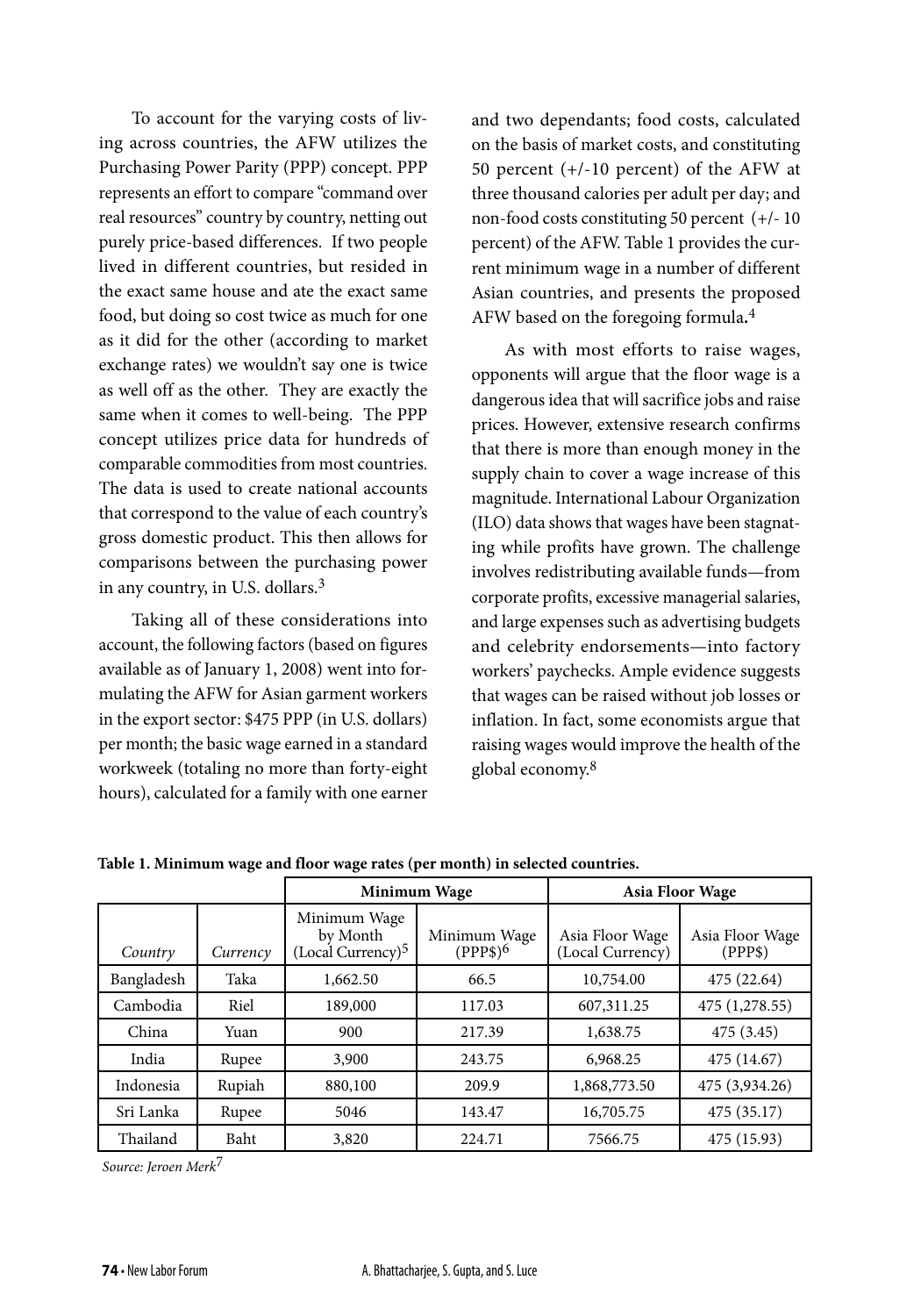To account for the varying costs of living across countries, the AFW utilizes the Purchasing Power Parity (PPP) concept. PPP represents an effort to compare "command over real resources" country by country, netting out purely price-based differences. If two people lived in different countries, but resided in the exact same house and ate the exact same food, but doing so cost twice as much for one as it did for the other (according to market exchange rates) we wouldn't say one is twice as well off as the other. They are exactly the same when it comes to well-being. The PPP concept utilizes price data for hundreds of comparable commodities from most countries. The data is used to create national accounts that correspond to the value of each country's gross domestic product. This then allows for comparisons between the purchasing power in any country, in U.S. dollars.[3]

Taking all of these considerations into account, the following factors (based on figures available as of January 1, 2008) went into formulating the AFW for Asian garment workers in the export sector: $475 PPP (in U.S. dollars) per month; the basic wage earned in a standard workweek (totaling no more than forty-eight hours), calculated for a family with one earner and two dependants; food costs, calculated on the basis of market costs, and constituting 50 percent (+/-10 percent) of the AFW at three thousand calories per adult per day; and non-food costs constituting 50 percent (+/- 10 percent) of the AFW. Table 1 provides the current minimum wage in a number of different Asian countries, and presents the proposed AFW based on the foregoing formula.[4]

As with most efforts to raise wages, opponents will argue that the floor wage is a dangerous idea that will sacrifice jobs and raise prices. However, extensive research confirms that there is more than enough money in the supply chain to cover a wage increase of this magnitude. International Labour Organization (ILO) data shows that wages have been stagnating while profits have grown. The challenge involves redistributing available funds—from corporate profits, excessive managerial salaries, and large expenses such as advertising budgets and celebrity endorsements—into factory workers' paychecks. Ample evidence suggests that wages can be raised without job losses or inflation. In fact, some economists argue that raising wages would improve the health of the global economy.[8]

**Table 1. Minimum wage and floor wage rates (per month) in selected countries.**

| | | Minimum Wage | | Asia Floor Wage | |
|---|---|---|---|---|---|
| *Country* | *Currency* | Minimum Wage by Month (Local Currency)[5] | Minimum Wage (PPP$)[6] | Asia Floor Wage (Local Currency) | Asia Floor Wage (PPP$) |
| Bangladesh | Taka | 1,662.50 | 66.5 | 10,754.00 | 475 (22.64) |
| Cambodia | Riel | 189,000 | 117.03 | 607,311.25 | 475 (1,278.55) |
| China | Yuan | 900 | 217.39 | 1,638.75 | 475 (3.45) |
| India | Rupee | 3,900 | 243.75 | 6,968.25 | 475 (14.67) |
| Indonesia | Rupiah | 880,100 | 209.9 | 1,868,773.50 | 475 (3,934.26) |
| Sri Lanka | Rupee | 5046 | 143.47 | 16,705.75 | 475 (35.17) |
| Thailand | Baht | 3,820 | 224.71 | 7566.75 | 475 (15.93) |

*Source: Jeroen Merk*[7]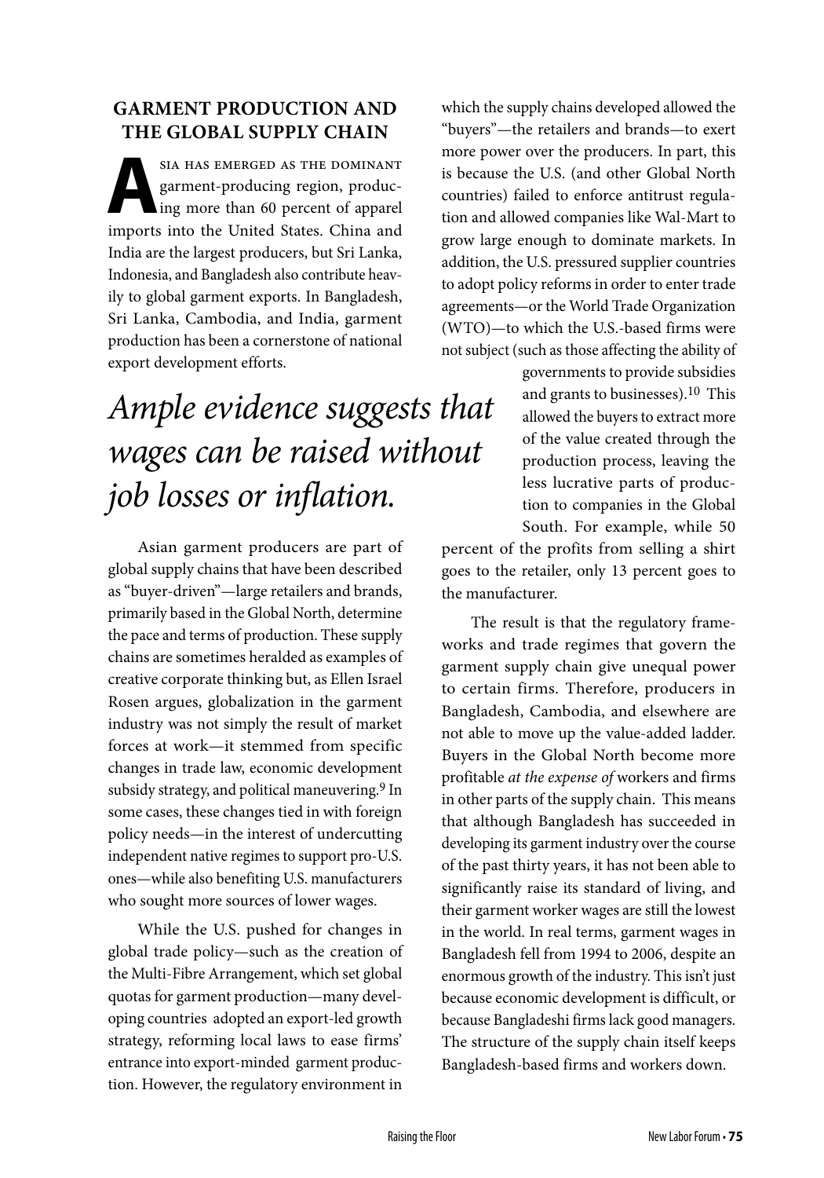## GARMENT PRODUCTION AND THE GLOBAL SUPPLY CHAIN

Asia has emerged as the dominant garment-producing region, producing more than 60 percent of apparel imports into the United States. China and India are the largest producers, but Sri Lanka, Indonesia, and Bangladesh also contribute heavily to global garment exports. In Bangladesh, Sri Lanka, Cambodia, and India, garment production has been a cornerstone of national export development efforts.

*Ample evidence suggests that wages can be raised without job losses or inflation.*

Asian garment producers are part of global supply chains that have been described as "buyer-driven"—large retailers and brands, primarily based in the Global North, determine the pace and terms of production. These supply chains are sometimes heralded as examples of creative corporate thinking but, as Ellen Israel Rosen argues, globalization in the garment industry was not simply the result of market forces at work—it stemmed from specific changes in trade law, economic development subsidy strategy, and political maneuvering.[9] In some cases, these changes tied in with foreign policy needs—in the interest of undercutting independent native regimes to support pro-U.S. ones—while also benefiting U.S. manufacturers who sought more sources of lower wages.

While the U.S. pushed for changes in global trade policy—such as the creation of the Multi-Fibre Arrangement, which set global quotas for garment production—many developing countries adopted an export-led growth strategy, reforming local laws to ease firms' entrance into export-minded garment production. However, the regulatory environment in which the supply chains developed allowed the "buyers"—the retailers and brands—to exert more power over the producers. In part, this is because the U.S. (and other Global North countries) failed to enforce antitrust regulation and allowed companies like Wal-Mart to grow large enough to dominate markets. In addition, the U.S. pressured supplier countries to adopt policy reforms in order to enter trade agreements—or the World Trade Organization (WTO)—to which the U.S.-based firms were not subject (such as those affecting the ability of governments to provide subsidies and grants to businesses).[10] This allowed the buyers to extract more of the value created through the production process, leaving the less lucrative parts of production to companies in the Global South. For example, while 50 percent of the profits from selling a shirt goes to the retailer, only 13 percent goes to the manufacturer.

The result is that the regulatory frameworks and trade regimes that govern the garment supply chain give unequal power to certain firms. Therefore, producers in Bangladesh, Cambodia, and elsewhere are not able to move up the value-added ladder. Buyers in the Global North become more profitable *at the expense of* workers and firms in other parts of the supply chain. This means that although Bangladesh has succeeded in developing its garment industry over the course of the past thirty years, it has not been able to significantly raise its standard of living, and their garment worker wages are still the lowest in the world. In real terms, garment wages in Bangladesh fell from 1994 to 2006, despite an enormous growth of the industry. This isn't just because economic development is difficult, or because Bangladeshi firms lack good managers. The structure of the supply chain itself keeps Bangladesh-based firms and workers down.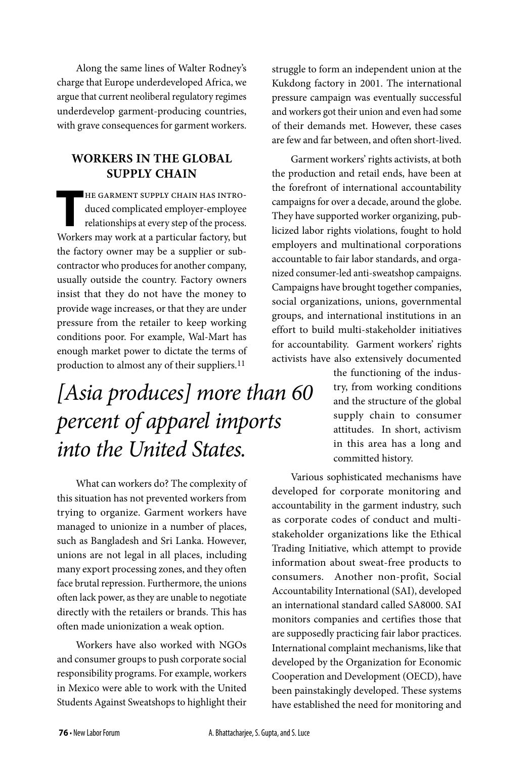Along the same lines of Walter Rodney's charge that Europe underdeveloped Africa, we argue that current neoliberal regulatory regimes underdevelop garment-producing countries, with grave consequences for garment workers.

## WORKERS IN THE GLOBAL SUPPLY CHAIN

The garment supply chain has introduced complicated employer-employee relationships at every step of the process. Workers may work at a particular factory, but the factory owner may be a supplier or subcontractor who produces for another company, usually outside the country. Factory owners insist that they do not have the money to provide wage increases, or that they are under pressure from the retailer to keep working conditions poor. For example, Wal-Mart has enough market power to dictate the terms of production to almost any of their suppliers.[11]

*[Asia produces] more than 60 percent of apparel imports into the United States.*

What can workers do? The complexity of this situation has not prevented workers from trying to organize. Garment workers have managed to unionize in a number of places, such as Bangladesh and Sri Lanka. However, unions are not legal in all places, including many export processing zones, and they often face brutal repression. Furthermore, the unions often lack power, as they are unable to negotiate directly with the retailers or brands. This has often made unionization a weak option.

Workers have also worked with NGOs and consumer groups to push corporate social responsibility programs. For example, workers in Mexico were able to work with the United Students Against Sweatshops to highlight their struggle to form an independent union at the Kukdong factory in 2001. The international pressure campaign was eventually successful and workers got their union and even had some of their demands met. However, these cases are few and far between, and often short-lived.

Garment workers' rights activists, at both the production and retail ends, have been at the forefront of international accountability campaigns for over a decade, around the globe. They have supported worker organizing, publicized labor rights violations, fought to hold employers and multinational corporations accountable to fair labor standards, and organized consumer-led anti-sweatshop campaigns. Campaigns have brought together companies, social organizations, unions, governmental groups, and international institutions in an effort to build multi-stakeholder initiatives for accountability. Garment workers' rights activists have also extensively documented the functioning of the industry, from working conditions and the structure of the global supply chain to consumer attitudes. In short, activism in this area has a long and committed history.

Various sophisticated mechanisms have developed for corporate monitoring and accountability in the garment industry, such as corporate codes of conduct and multi-stakeholder organizations like the Ethical Trading Initiative, which attempt to provide information about sweat-free products to consumers. Another non-profit, Social Accountability International (SAI), developed an international standard called SA8000. SAI monitors companies and certifies those that are supposedly practicing fair labor practices. International complaint mechanisms, like that developed by the Organization for Economic Cooperation and Development (OECD), have been painstakingly developed. These systems have established the need for monitoring and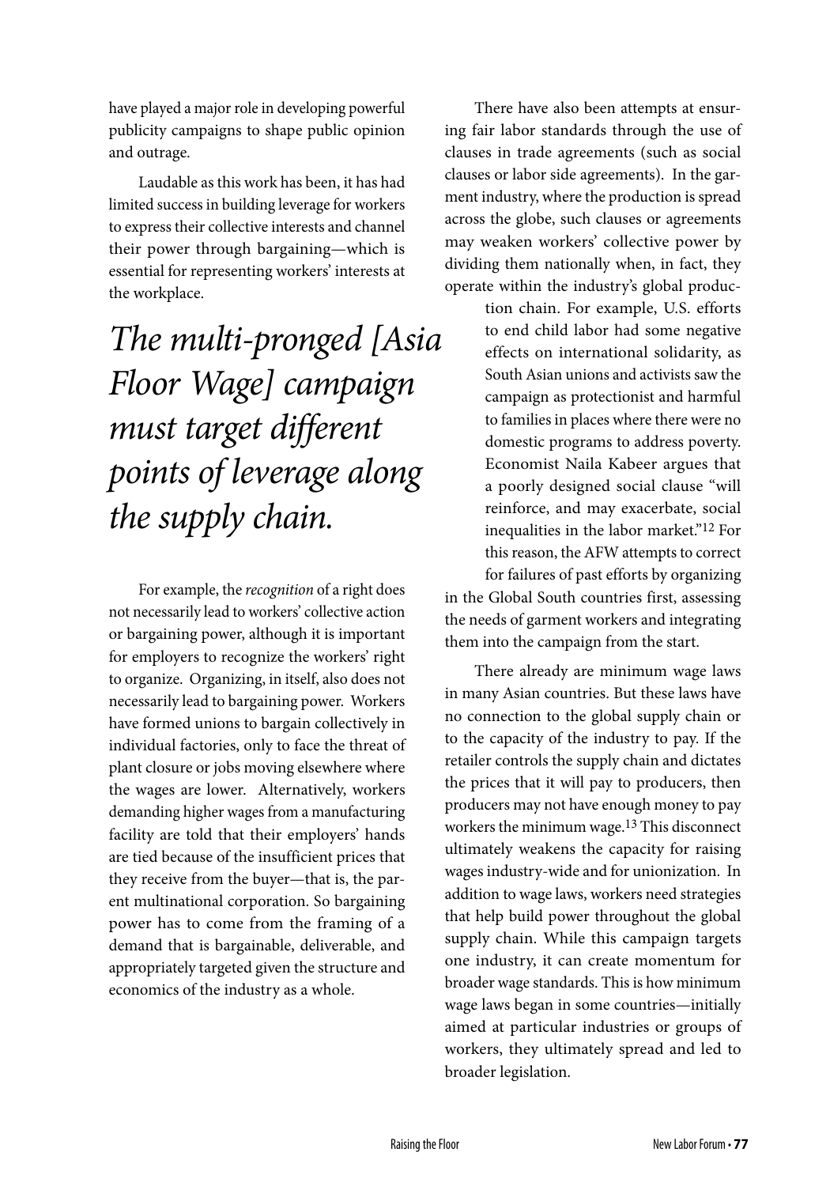have played a major role in developing powerful publicity campaigns to shape public opinion and outrage.

Laudable as this work has been, it has had limited success in building leverage for workers to express their collective interests and channel their power through bargaining—which is essential for representing workers' interests at the workplace.

> *The multi-pronged [Asia Floor Wage] campaign must target different points of leverage along the supply chain.*

For example, the *recognition* of a right does not necessarily lead to workers' collective action or bargaining power, although it is important for employers to recognize the workers' right to organize. Organizing, in itself, also does not necessarily lead to bargaining power. Workers have formed unions to bargain collectively in individual factories, only to face the threat of plant closure or jobs moving elsewhere where the wages are lower. Alternatively, workers demanding higher wages from a manufacturing facility are told that their employers' hands are tied because of the insufficient prices that they receive from the buyer—that is, the parent multinational corporation. So bargaining power has to come from the framing of a demand that is bargainable, deliverable, and appropriately targeted given the structure and economics of the industry as a whole.

There have also been attempts at ensuring fair labor standards through the use of clauses in trade agreements (such as social clauses or labor side agreements). In the garment industry, where the production is spread across the globe, such clauses or agreements may weaken workers' collective power by dividing them nationally when, in fact, they operate within the industry's global production chain. For example, U.S. efforts to end child labor had some negative effects on international solidarity, as South Asian unions and activists saw the campaign as protectionist and harmful to families in places where there were no domestic programs to address poverty. Economist Naila Kabeer argues that a poorly designed social clause "will reinforce, and may exacerbate, social inequalities in the labor market."[12] For this reason, the AFW attempts to correct for failures of past efforts by organizing in the Global South countries first, assessing the needs of garment workers and integrating them into the campaign from the start.

There already are minimum wage laws in many Asian countries. But these laws have no connection to the global supply chain or to the capacity of the industry to pay. If the retailer controls the supply chain and dictates the prices that it will pay to producers, then producers may not have enough money to pay workers the minimum wage.[13] This disconnect ultimately weakens the capacity for raising wages industry-wide and for unionization. In addition to wage laws, workers need strategies that help build power throughout the global supply chain. While this campaign targets one industry, it can create momentum for broader wage standards. This is how minimum wage laws began in some countries—initially aimed at particular industries or groups of workers, they ultimately spread and led to broader legislation.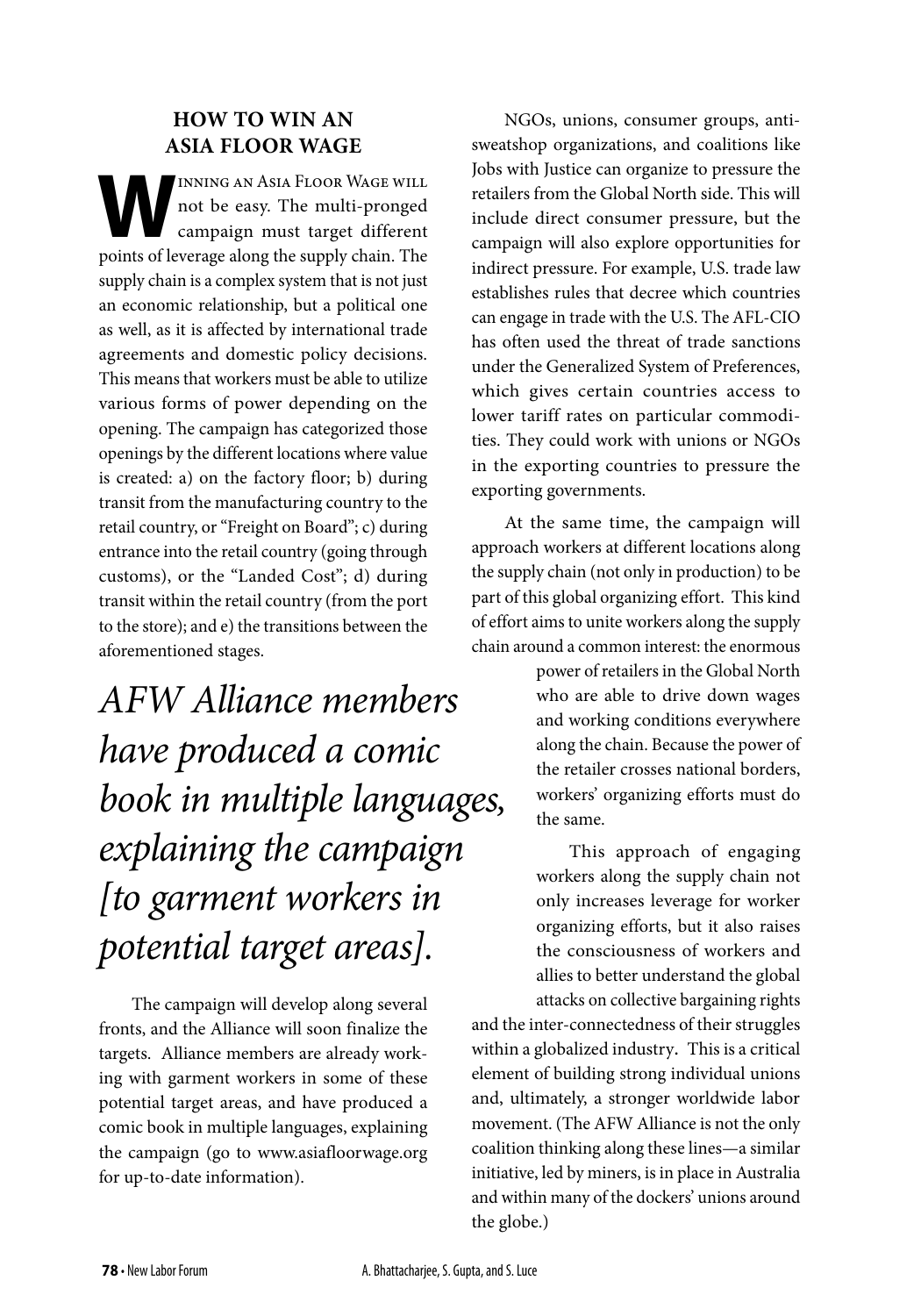## HOW TO WIN AN ASIA FLOOR WAGE

Winning an Asia Floor Wage will not be easy. The multi-pronged campaign must target different points of leverage along the supply chain. The supply chain is a complex system that is not just an economic relationship, but a political one as well, as it is affected by international trade agreements and domestic policy decisions. This means that workers must be able to utilize various forms of power depending on the opening. The campaign has categorized those openings by the different locations where value is created: a) on the factory floor; b) during transit from the manufacturing country to the retail country, or "Freight on Board"; c) during entrance into the retail country (going through customs), or the "Landed Cost"; d) during transit within the retail country (from the port to the store); and e) the transitions between the aforementioned stages.

*AFW Alliance members have produced a comic book in multiple languages, explaining the campaign [to garment workers in potential target areas].*

The campaign will develop along several fronts, and the Alliance will soon finalize the targets. Alliance members are already working with garment workers in some of these potential target areas, and have produced a comic book in multiple languages, explaining the campaign (go to www.asiafloorwage.org for up-to-date information).

NGOs, unions, consumer groups, anti-sweatshop organizations, and coalitions like Jobs with Justice can organize to pressure the retailers from the Global North side. This will include direct consumer pressure, but the campaign will also explore opportunities for indirect pressure. For example, U.S. trade law establishes rules that decree which countries can engage in trade with the U.S. The AFL-CIO has often used the threat of trade sanctions under the Generalized System of Preferences, which gives certain countries access to lower tariff rates on particular commodities. They could work with unions or NGOs in the exporting countries to pressure the exporting governments.

At the same time, the campaign will approach workers at different locations along the supply chain (not only in production) to be part of this global organizing effort. This kind of effort aims to unite workers along the supply chain around a common interest: the enormous power of retailers in the Global North who are able to drive down wages and working conditions everywhere along the chain. Because the power of the retailer crosses national borders, workers' organizing efforts must do the same.

This approach of engaging workers along the supply chain not only increases leverage for worker organizing efforts, but it also raises the consciousness of workers and allies to better understand the global attacks on collective bargaining rights and the inter-connectedness of their struggles within a globalized industry. This is a critical element of building strong individual unions and, ultimately, a stronger worldwide labor movement. (The AFW Alliance is not the only coalition thinking along these lines—a similar initiative, led by miners, is in place in Australia and within many of the dockers' unions around the globe.)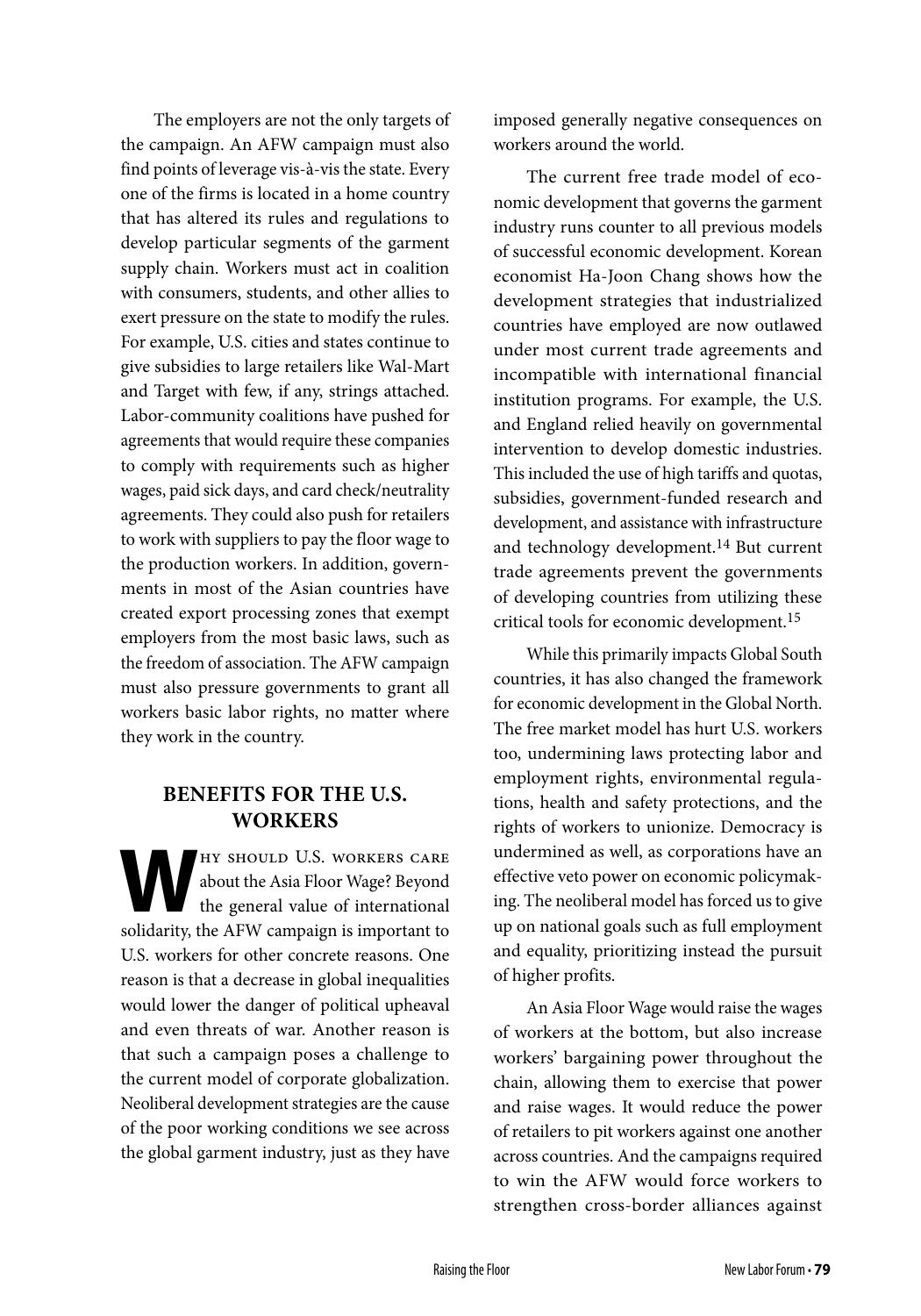The employers are not the only targets of the campaign. An AFW campaign must also find points of leverage vis-à-vis the state. Every one of the firms is located in a home country that has altered its rules and regulations to develop particular segments of the garment supply chain. Workers must act in coalition with consumers, students, and other allies to exert pressure on the state to modify the rules. For example, U.S. cities and states continue to give subsidies to large retailers like Wal-Mart and Target with few, if any, strings attached. Labor-community coalitions have pushed for agreements that would require these companies to comply with requirements such as higher wages, paid sick days, and card check/neutrality agreements. They could also push for retailers to work with suppliers to pay the floor wage to the production workers. In addition, governments in most of the Asian countries have created export processing zones that exempt employers from the most basic laws, such as the freedom of association. The AFW campaign must also pressure governments to grant all workers basic labor rights, no matter where they work in the country.

## BENEFITS FOR THE U.S. WORKERS

Why should U.S. workers care about the Asia Floor Wage? Beyond the general value of international solidarity, the AFW campaign is important to U.S. workers for other concrete reasons. One reason is that a decrease in global inequalities would lower the danger of political upheaval and even threats of war. Another reason is that such a campaign poses a challenge to the current model of corporate globalization. Neoliberal development strategies are the cause of the poor working conditions we see across the global garment industry, just as they have imposed generally negative consequences on workers around the world.

The current free trade model of economic development that governs the garment industry runs counter to all previous models of successful economic development. Korean economist Ha-Joon Chang shows how the development strategies that industrialized countries have employed are now outlawed under most current trade agreements and incompatible with international financial institution programs. For example, the U.S. and England relied heavily on governmental intervention to develop domestic industries. This included the use of high tariffs and quotas, subsidies, government-funded research and development, and assistance with infrastructure and technology development.[14] But current trade agreements prevent the governments of developing countries from utilizing these critical tools for economic development.[15]

While this primarily impacts Global South countries, it has also changed the framework for economic development in the Global North. The free market model has hurt U.S. workers too, undermining laws protecting labor and employment rights, environmental regulations, health and safety protections, and the rights of workers to unionize. Democracy is undermined as well, as corporations have an effective veto power on economic policymaking. The neoliberal model has forced us to give up on national goals such as full employment and equality, prioritizing instead the pursuit of higher profits.

An Asia Floor Wage would raise the wages of workers at the bottom, but also increase workers' bargaining power throughout the chain, allowing them to exercise that power and raise wages. It would reduce the power of retailers to pit workers against one another across countries. And the campaigns required to win the AFW would force workers to strengthen cross-border alliances against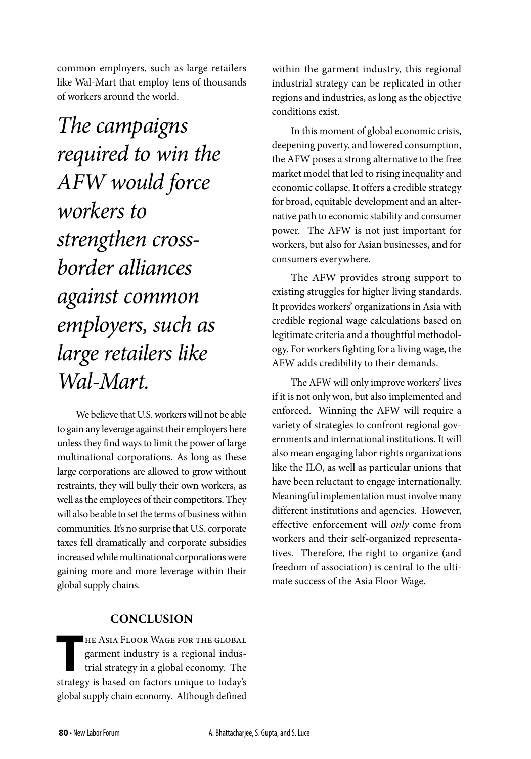common employers, such as large retailers like Wal-Mart that employ tens of thousands of workers around the world.

*The campaigns required to win the AFW would force workers to strengthen cross-border alliances against common employers, such as large retailers like Wal-Mart.*

We believe that U.S. workers will not be able to gain any leverage against their employers here unless they find ways to limit the power of large multinational corporations. As long as these large corporations are allowed to grow without restraints, they will bully their own workers, as well as the employees of their competitors. They will also be able to set the terms of business within communities. It's no surprise that U.S. corporate taxes fell dramatically and corporate subsidies increased while multinational corporations were gaining more and more leverage within their global supply chains.

## CONCLUSION

The Asia Floor Wage for the global garment industry is a regional industrial strategy in a global economy. The strategy is based on factors unique to today's global supply chain economy. Although defined within the garment industry, this regional industrial strategy can be replicated in other regions and industries, as long as the objective conditions exist.

In this moment of global economic crisis, deepening poverty, and lowered consumption, the AFW poses a strong alternative to the free market model that led to rising inequality and economic collapse. It offers a credible strategy for broad, equitable development and an alternative path to economic stability and consumer power. The AFW is not just important for workers, but also for Asian businesses, and for consumers everywhere.

The AFW provides strong support to existing struggles for higher living standards. It provides workers' organizations in Asia with credible regional wage calculations based on legitimate criteria and a thoughtful methodology. For workers fighting for a living wage, the AFW adds credibility to their demands.

The AFW will only improve workers' lives if it is not only won, but also implemented and enforced. Winning the AFW will require a variety of strategies to confront regional governments and international institutions. It will also mean engaging labor rights organizations like the ILO, as well as particular unions that have been reluctant to engage internationally. Meaningful implementation must involve many different institutions and agencies. However, effective enforcement will *only* come from workers and their self-organized representatives. Therefore, the right to organize (and freedom of association) is central to the ultimate success of the Asia Floor Wage.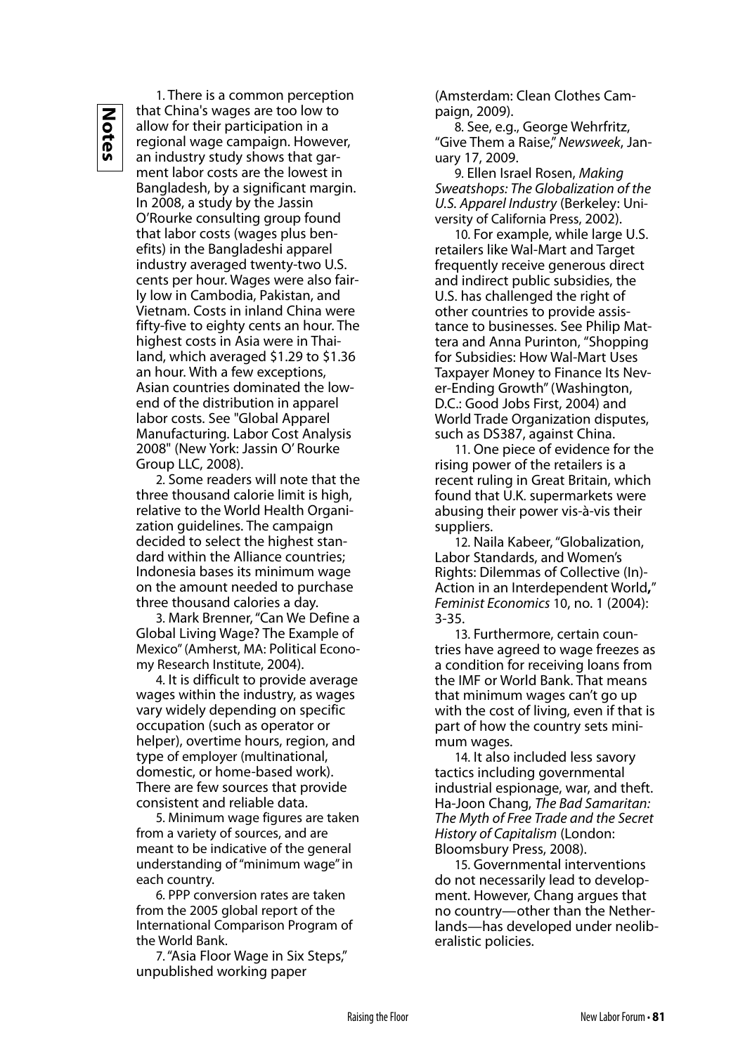# Notes

1. There is a common perception that China's wages are too low to allow for their participation in a regional wage campaign. However, an industry study shows that garment labor costs are the lowest in Bangladesh, by a significant margin. In 2008, a study by the Jassin O'Rourke consulting group found that labor costs (wages plus benefits) in the Bangladeshi apparel industry averaged twenty-two U.S. cents per hour. Wages were also fairly low in Cambodia, Pakistan, and Vietnam. Costs in inland China were fifty-five to eighty cents an hour. The highest costs in Asia were in Thailand, which averaged $1.29 to $1.36 an hour. With a few exceptions, Asian countries dominated the low-end of the distribution in apparel labor costs. See "Global Apparel Manufacturing. Labor Cost Analysis 2008" (New York: Jassin O' Rourke Group LLC, 2008).

2. Some readers will note that the three thousand calorie limit is high, relative to the World Health Organization guidelines. The campaign decided to select the highest standard within the Alliance countries; Indonesia bases its minimum wage on the amount needed to purchase three thousand calories a day.

3. Mark Brenner, "Can We Define a Global Living Wage? The Example of Mexico" (Amherst, MA: Political Economy Research Institute, 2004).

4. It is difficult to provide average wages within the industry, as wages vary widely depending on specific occupation (such as operator or helper), overtime hours, region, and type of employer (multinational, domestic, or home-based work). There are few sources that provide consistent and reliable data.

5. Minimum wage figures are taken from a variety of sources, and are meant to be indicative of the general understanding of "minimum wage" in each country.

6. PPP conversion rates are taken from the 2005 global report of the International Comparison Program of the World Bank.

7. "Asia Floor Wage in Six Steps," unpublished working paper (Amsterdam: Clean Clothes Campaign, 2009).

8. See, e.g., George Wehrfritz, "Give Them a Raise," *Newsweek*, January 17, 2009.

9. Ellen Israel Rosen, *Making Sweatshops: The Globalization of the U.S. Apparel Industry* (Berkeley: University of California Press, 2002).

10. For example, while large U.S. retailers like Wal-Mart and Target frequently receive generous direct and indirect public subsidies, the U.S. has challenged the right of other countries to provide assistance to businesses. See Philip Mattera and Anna Purinton, "Shopping for Subsidies: How Wal-Mart Uses Taxpayer Money to Finance Its Never-Ending Growth" (Washington, D.C.: Good Jobs First, 2004) and World Trade Organization disputes, such as DS387, against China.

11. One piece of evidence for the rising power of the retailers is a recent ruling in Great Britain, which found that U.K. supermarkets were abusing their power vis-à-vis their suppliers.

12. Naila Kabeer, "Globalization, Labor Standards, and Women's Rights: Dilemmas of Collective (In)-Action in an Interdependent World," *Feminist Economics* 10, no. 1 (2004): 3-35.

13. Furthermore, certain countries have agreed to wage freezes as a condition for receiving loans from the IMF or World Bank. That means that minimum wages can't go up with the cost of living, even if that is part of how the country sets minimum wages.

14. It also included less savory tactics including governmental industrial espionage, war, and theft. Ha-Joon Chang, *The Bad Samaritan: The Myth of Free Trade and the Secret History of Capitalism* (London: Bloomsbury Press, 2008).

15. Governmental interventions do not necessarily lead to development. However, Chang argues that no country—other than the Netherlands—has developed under neoliberalistic policies.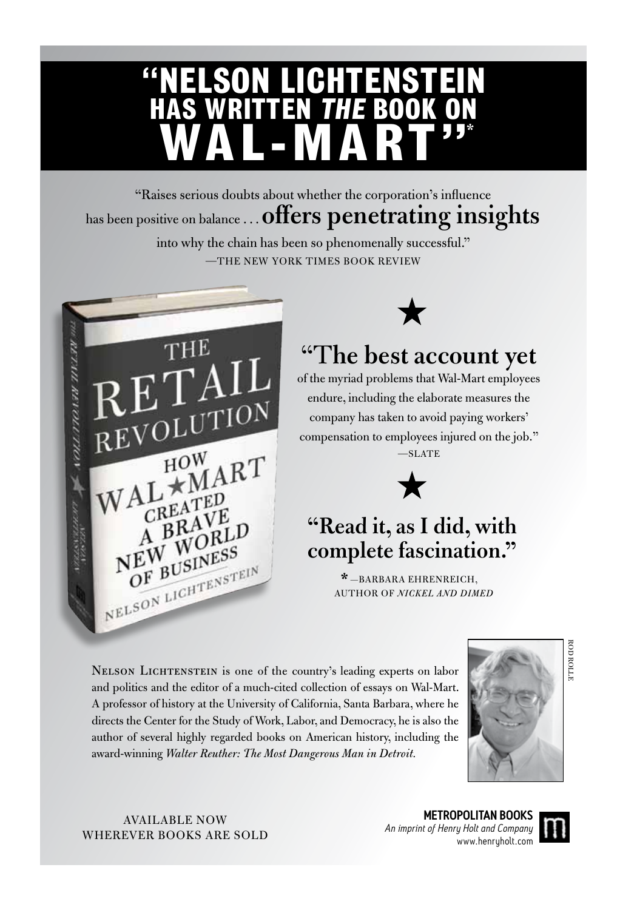# "NELSON LICHTENSTEIN HAS WRITTEN *THE* BOOK ON WAL-MART"*

"Raises serious doubts about whether the corporation's influence has been positive on balance . . . **offers penetrating insights** into why the chain has been so phenomenally successful."

—THE NEW YORK TIMES BOOK REVIEW

★

## "The best account yet

of the myriad problems that Wal-Mart employees endure, including the elaborate measures the company has taken to avoid paying workers' compensation to employees injured on the job."

—SLATE

★

## "Read it, as I did, with complete fascination."

*—BARBARA EHRENREICH, AUTHOR OF *NICKEL AND DIMED*

NELSON LICHTENSTEIN is one of the country's leading experts on labor and politics and the editor of a much-cited collection of essays on Wal-Mart. A professor of history at the University of California, Santa Barbara, where he directs the Center for the Study of Work, Labor, and Democracy, he is also the author of several highly regarded books on American history, including the award-winning *Walter Reuther: The Most Dangerous Man in Detroit.*

ROD ROLLE

AVAILABLE NOW
WHEREVER BOOKS ARE SOLD

**METROPOLITAN BOOKS**
*An imprint of Henry Holt and Company*
www.henryholt.com